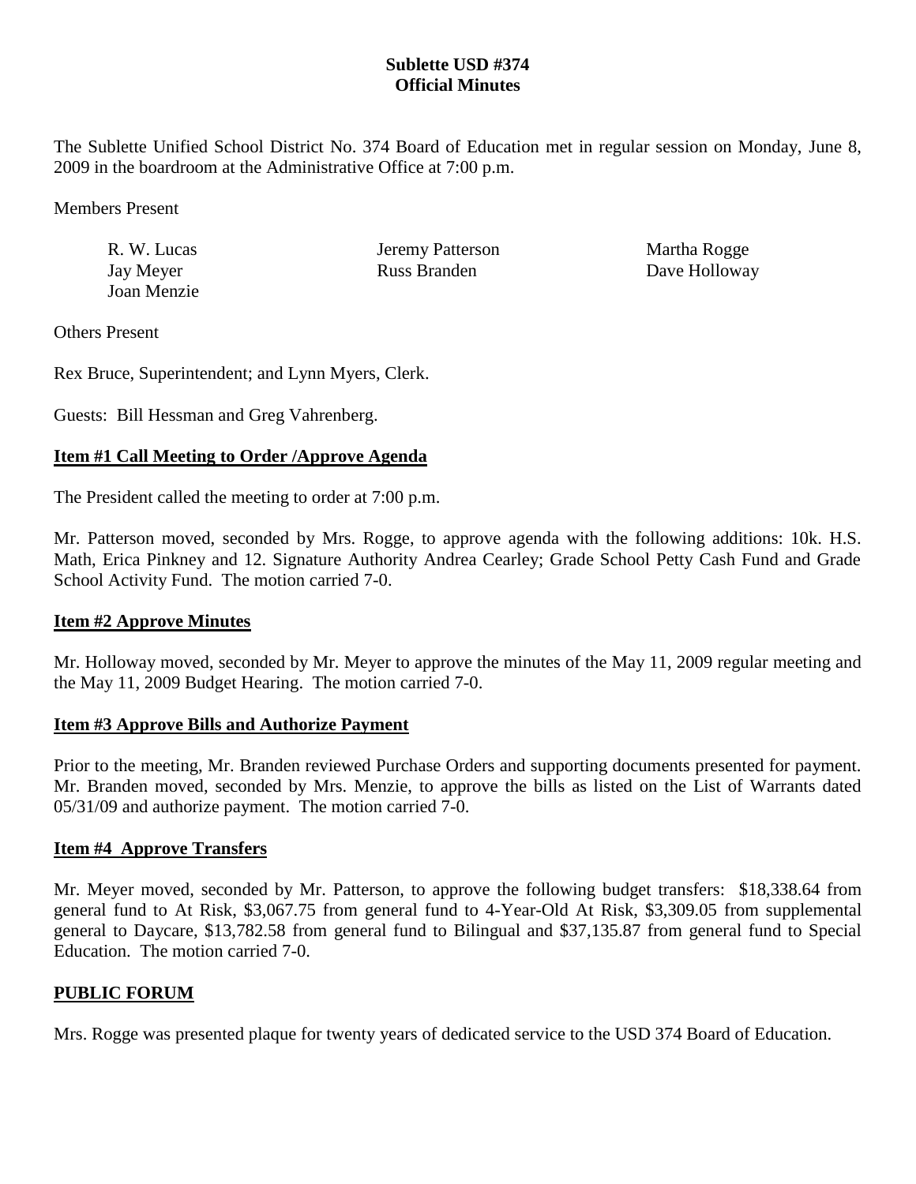**Sublette USD #374**
**Official Minutes**

The Sublette Unified School District No. 374 Board of Education met in regular session on Monday, June 8, 2009 in the boardroom at the Administrative Office at 7:00 p.m.

Members Present

| | | |
|---|---|---|
| R. W. Lucas | Jeremy Patterson | Martha Rogge |
| Jay Meyer | Russ Branden | Dave Holloway |
| Joan Menzie | | |

Others Present

Rex Bruce, Superintendent; and Lynn Myers, Clerk.

Guests: Bill Hessman and Greg Vahrenberg.

## Item #1 Call Meeting to Order /Approve Agenda

The President called the meeting to order at 7:00 p.m.

Mr. Patterson moved, seconded by Mrs. Rogge, to approve agenda with the following additions: 10k. H.S. Math, Erica Pinkney and 12. Signature Authority Andrea Cearley; Grade School Petty Cash Fund and Grade School Activity Fund. The motion carried 7-0.

## Item #2 Approve Minutes

Mr. Holloway moved, seconded by Mr. Meyer to approve the minutes of the May 11, 2009 regular meeting and the May 11, 2009 Budget Hearing. The motion carried 7-0.

## Item #3 Approve Bills and Authorize Payment

Prior to the meeting, Mr. Branden reviewed Purchase Orders and supporting documents presented for payment. Mr. Branden moved, seconded by Mrs. Menzie, to approve the bills as listed on the List of Warrants dated 05/31/09 and authorize payment. The motion carried 7-0.

## Item #4 Approve Transfers

Mr. Meyer moved, seconded by Mr. Patterson, to approve the following budget transfers: $18,338.64 from general fund to At Risk, $3,067.75 from general fund to 4-Year-Old At Risk, $3,309.05 from supplemental general to Daycare, $13,782.58 from general fund to Bilingual and $37,135.87 from general fund to Special Education. The motion carried 7-0.

## PUBLIC FORUM

Mrs. Rogge was presented plaque for twenty years of dedicated service to the USD 374 Board of Education.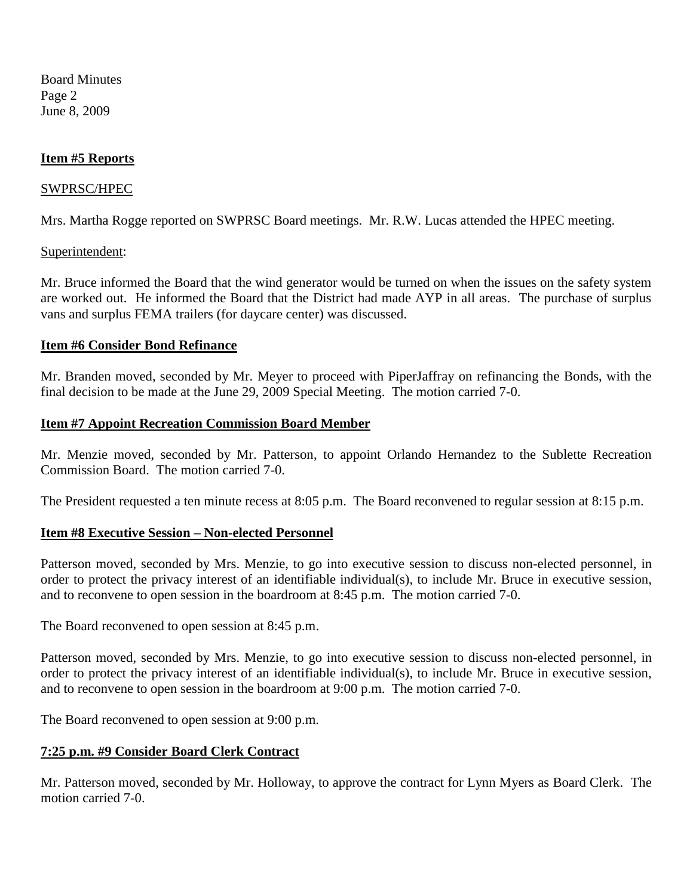**Item #5 Reports**

SWPRSC/HPEC

Mrs. Martha Rogge reported on SWPRSC Board meetings. Mr. R.W. Lucas attended the HPEC meeting.

Superintendent:

Mr. Bruce informed the Board that the wind generator would be turned on when the issues on the safety system are worked out. He informed the Board that the District had made AYP in all areas. The purchase of surplus vans and surplus FEMA trailers (for daycare center) was discussed.

**Item #6 Consider Bond Refinance**

Mr. Branden moved, seconded by Mr. Meyer to proceed with PiperJaffray on refinancing the Bonds, with the final decision to be made at the June 29, 2009 Special Meeting. The motion carried 7-0.

**Item #7 Appoint Recreation Commission Board Member**

Mr. Menzie moved, seconded by Mr. Patterson, to appoint Orlando Hernandez to the Sublette Recreation Commission Board. The motion carried 7-0.

The President requested a ten minute recess at 8:05 p.m. The Board reconvened to regular session at 8:15 p.m.

**Item #8 Executive Session – Non-elected Personnel**

Patterson moved, seconded by Mrs. Menzie, to go into executive session to discuss non-elected personnel, in order to protect the privacy interest of an identifiable individual(s), to include Mr. Bruce in executive session, and to reconvene to open session in the boardroom at 8:45 p.m. The motion carried 7-0.

The Board reconvened to open session at 8:45 p.m.

Patterson moved, seconded by Mrs. Menzie, to go into executive session to discuss non-elected personnel, in order to protect the privacy interest of an identifiable individual(s), to include Mr. Bruce in executive session, and to reconvene to open session in the boardroom at 9:00 p.m. The motion carried 7-0.

The Board reconvened to open session at 9:00 p.m.

**7:25 p.m. #9 Consider Board Clerk Contract**

Mr. Patterson moved, seconded by Mr. Holloway, to approve the contract for Lynn Myers as Board Clerk. The motion carried 7-0.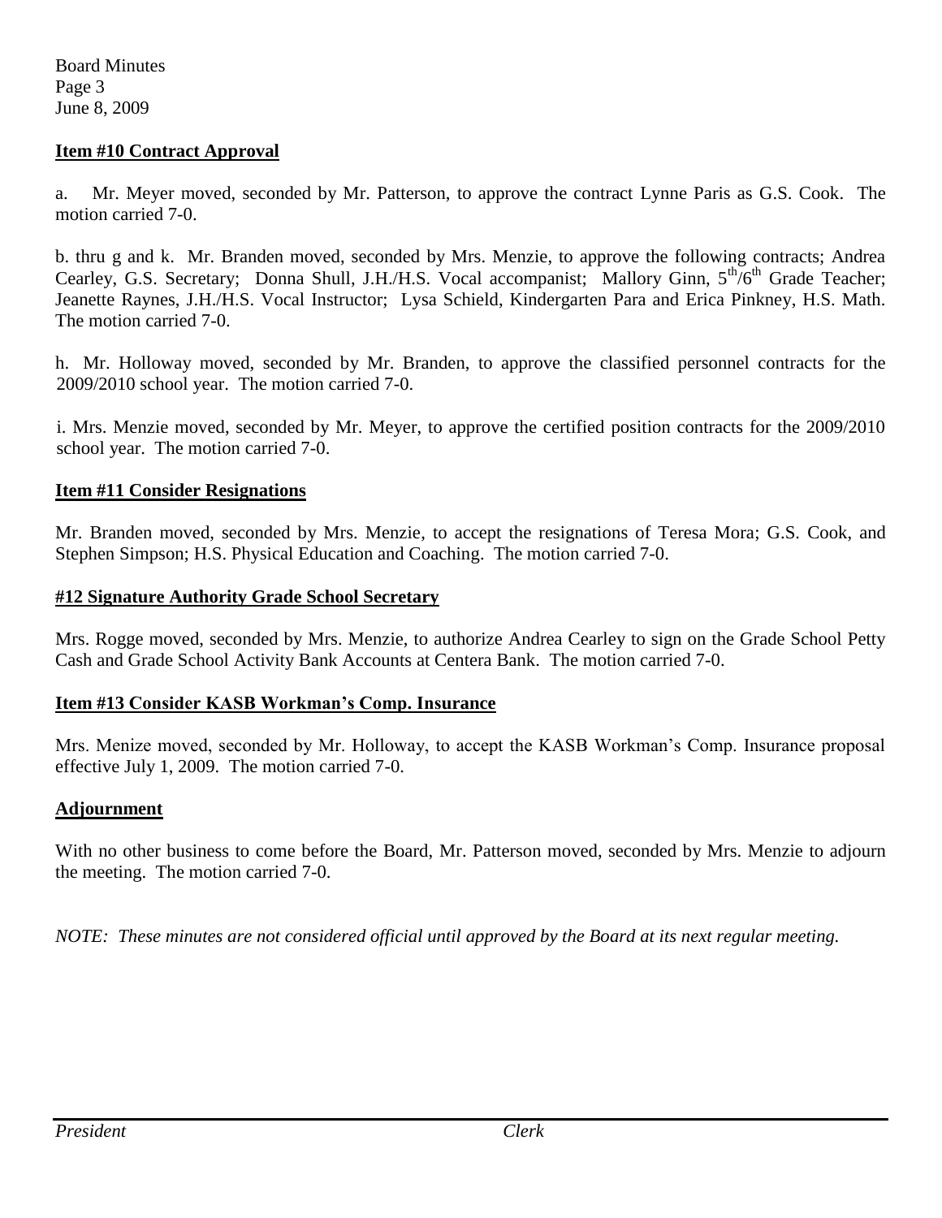## Item #10 Contract Approval

a. Mr. Meyer moved, seconded by Mr. Patterson, to approve the contract Lynne Paris as G.S. Cook. The motion carried 7-0.

b. thru g and k. Mr. Branden moved, seconded by Mrs. Menzie, to approve the following contracts; Andrea Cearley, G.S. Secretary; Donna Shull, J.H./H.S. Vocal accompanist; Mallory Ginn, 5th/6th Grade Teacher; Jeanette Raynes, J.H./H.S. Vocal Instructor; Lysa Schield, Kindergarten Para and Erica Pinkney, H.S. Math. The motion carried 7-0.

h. Mr. Holloway moved, seconded by Mr. Branden, to approve the classified personnel contracts for the 2009/2010 school year. The motion carried 7-0.

i. Mrs. Menzie moved, seconded by Mr. Meyer, to approve the certified position contracts for the 2009/2010 school year. The motion carried 7-0.

## Item #11 Consider Resignations

Mr. Branden moved, seconded by Mrs. Menzie, to accept the resignations of Teresa Mora; G.S. Cook, and Stephen Simpson; H.S. Physical Education and Coaching. The motion carried 7-0.

## #12 Signature Authority Grade School Secretary

Mrs. Rogge moved, seconded by Mrs. Menzie, to authorize Andrea Cearley to sign on the Grade School Petty Cash and Grade School Activity Bank Accounts at Centera Bank. The motion carried 7-0.

## Item #13 Consider KASB Workman's Comp. Insurance

Mrs. Menize moved, seconded by Mr. Holloway, to accept the KASB Workman's Comp. Insurance proposal effective July 1, 2009. The motion carried 7-0.

## Adjournment

With no other business to come before the Board, Mr. Patterson moved, seconded by Mrs. Menzie to adjourn the meeting. The motion carried 7-0.

*NOTE: These minutes are not considered official until approved by the Board at its next regular meeting.*

*President* *Clerk*